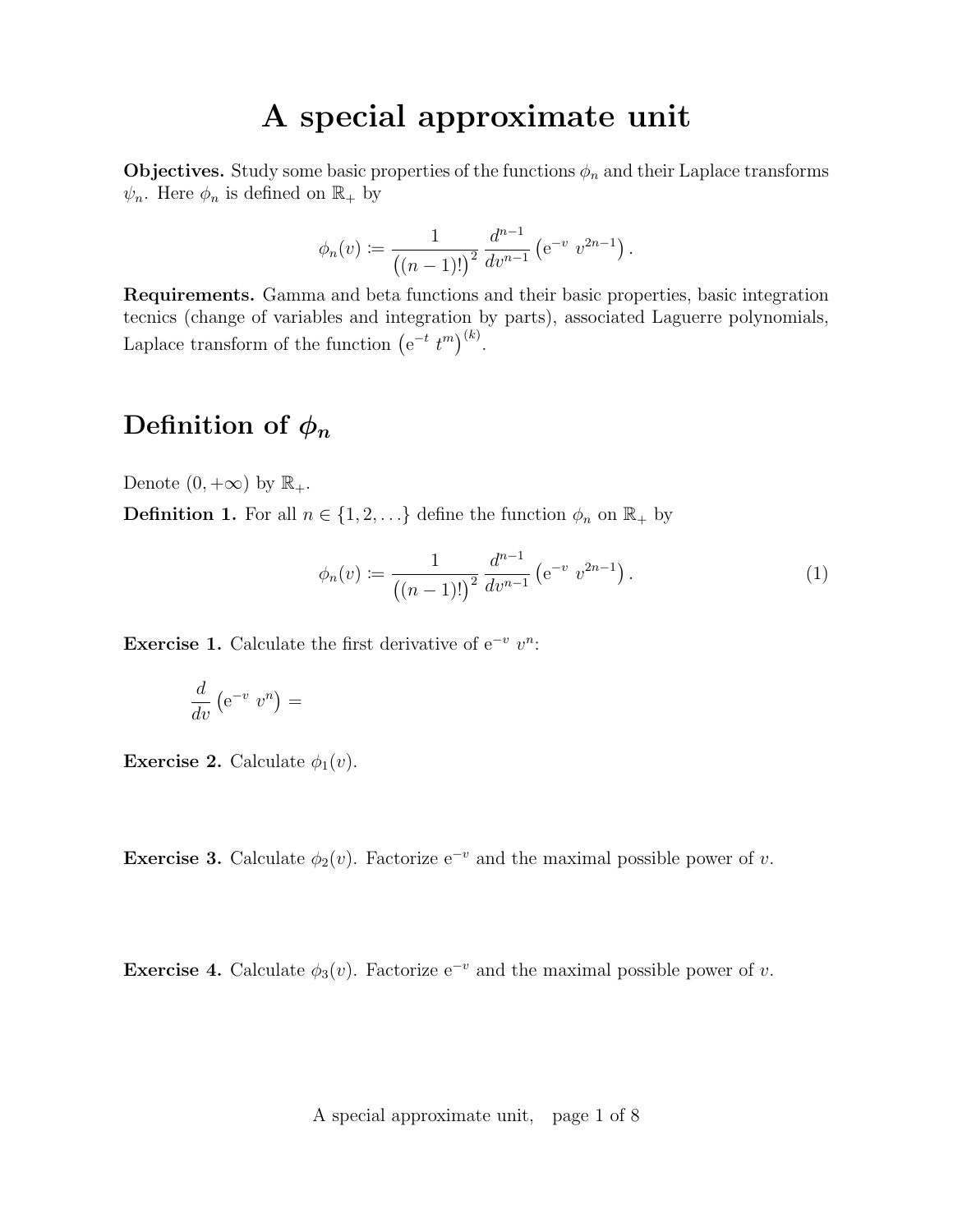# A special approximate unit

**Objectives.** Study some basic properties of the functions $\phi_n$ and their Laplace transforms $\psi_n$. Here $\phi_n$ is defined on $\mathbb{R}_+$ by

$$\phi_n(v) \coloneqq \frac{1}{\big((n-1)!\big)^2} \frac{d^{n-1}}{dv^{n-1}} \left(\mathrm{e}^{-v}\ v^{2n-1}\right).$$

**Requirements.** Gamma and beta functions and their basic properties, basic integration tecnics (change of variables and integration by parts), associated Laguerre polynomials, Laplace transform of the function $\left(\mathrm{e}^{-t}\ t^m\right)^{(k)}$.

## Definition of $\phi_n$

Denote $(0, +\infty)$ by $\mathbb{R}_+$.

**Definition 1.** For all $n \in \{1, 2, \ldots\}$ define the function $\phi_n$ on $\mathbb{R}_+$ by

$$\phi_n(v) \coloneqq \frac{1}{\big((n-1)!\big)^2} \frac{d^{n-1}}{dv^{n-1}} \left(\mathrm{e}^{-v}\ v^{2n-1}\right). \tag{1}$$

**Exercise 1.** Calculate the first derivative of $\mathrm{e}^{-v}\ v^n$:

$$\frac{d}{dv}\left(\mathrm{e}^{-v}\ v^n\right) =$$

**Exercise 2.** Calculate $\phi_1(v)$.

**Exercise 3.** Calculate $\phi_2(v)$. Factorize $\mathrm{e}^{-v}$ and the maximal possible power of $v$.

**Exercise 4.** Calculate $\phi_3(v)$. Factorize $\mathrm{e}^{-v}$ and the maximal possible power of $v$.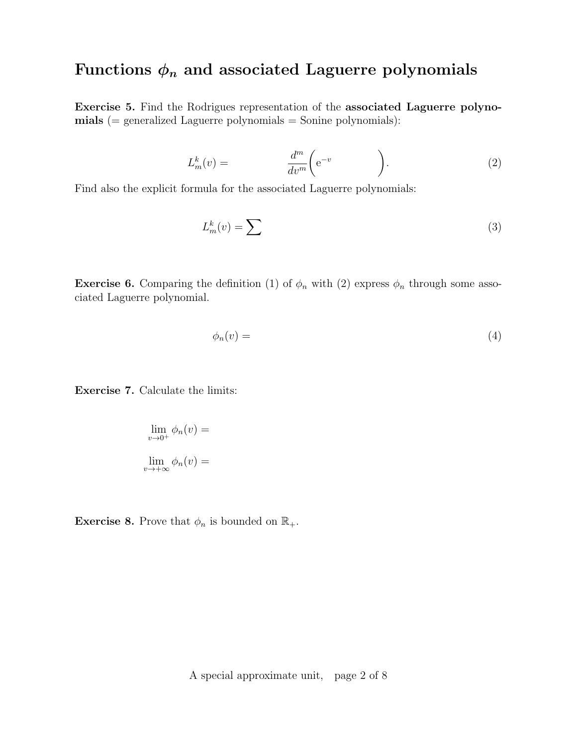# Functions $\phi_n$ and associated Laguerre polynomials

**Exercise 5.** Find the Rodrigues representation of the **associated Laguerre polynomials** (= generalized Laguerre polynomials = Sonine polynomials):

$$L_m^k(v) = \qquad\qquad \frac{d^m}{dv^m}\Big(\mathrm{e}^{-v} \qquad\qquad \Big). \tag{2}$$

Find also the explicit formula for the associated Laguerre polynomials:

$$L_m^k(v) = \sum \tag{3}$$

**Exercise 6.** Comparing the definition (1) of $\phi_n$ with (2) express $\phi_n$ through some associated Laguerre polynomial.

$$\phi_n(v) = \tag{4}$$

**Exercise 7.** Calculate the limits:

$$\lim_{v \to 0^+} \phi_n(v) =$$

$$\lim_{v \to +\infty} \phi_n(v) =$$

**Exercise 8.** Prove that $\phi_n$ is bounded on $\mathbb{R}_+$.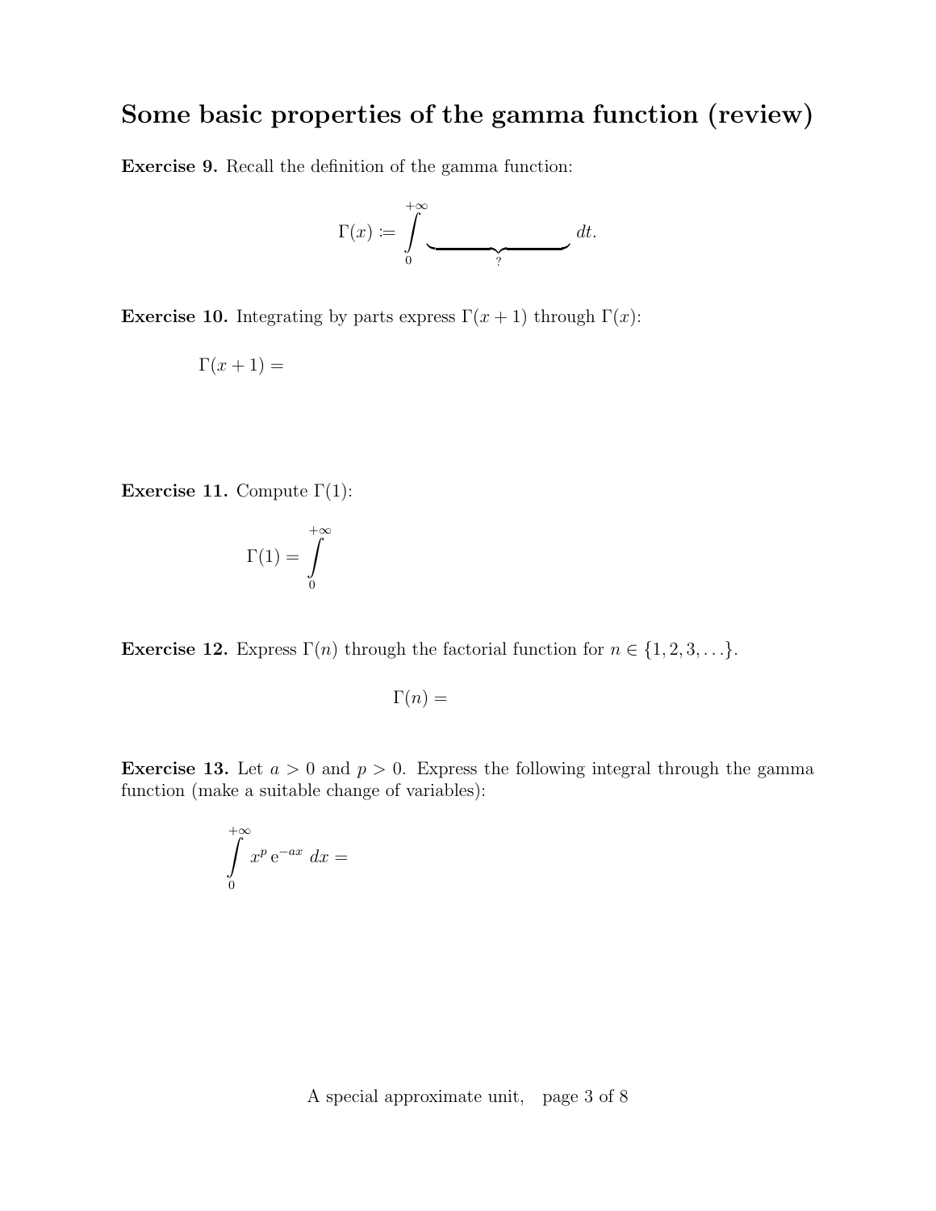# Some basic properties of the gamma function (review)

**Exercise 9.** Recall the definition of the gamma function:

$$\Gamma(x) := \int_0^{+\infty} \underbrace{\qquad\qquad\qquad}_{?} \, dt.$$

**Exercise 10.** Integrating by parts express $\Gamma(x+1)$ through $\Gamma(x)$:

$$\Gamma(x+1) =$$

**Exercise 11.** Compute $\Gamma(1)$:

$$\Gamma(1) = \int_0^{+\infty}$$

**Exercise 12.** Express $\Gamma(n)$ through the factorial function for $n \in \{1, 2, 3, \ldots\}$.

$$\Gamma(n) =$$

**Exercise 13.** Let $a > 0$ and $p > 0$. Express the following integral through the gamma function (make a suitable change of variables):

$$\int_0^{+\infty} x^p \, \mathrm{e}^{-ax} \, dx =$$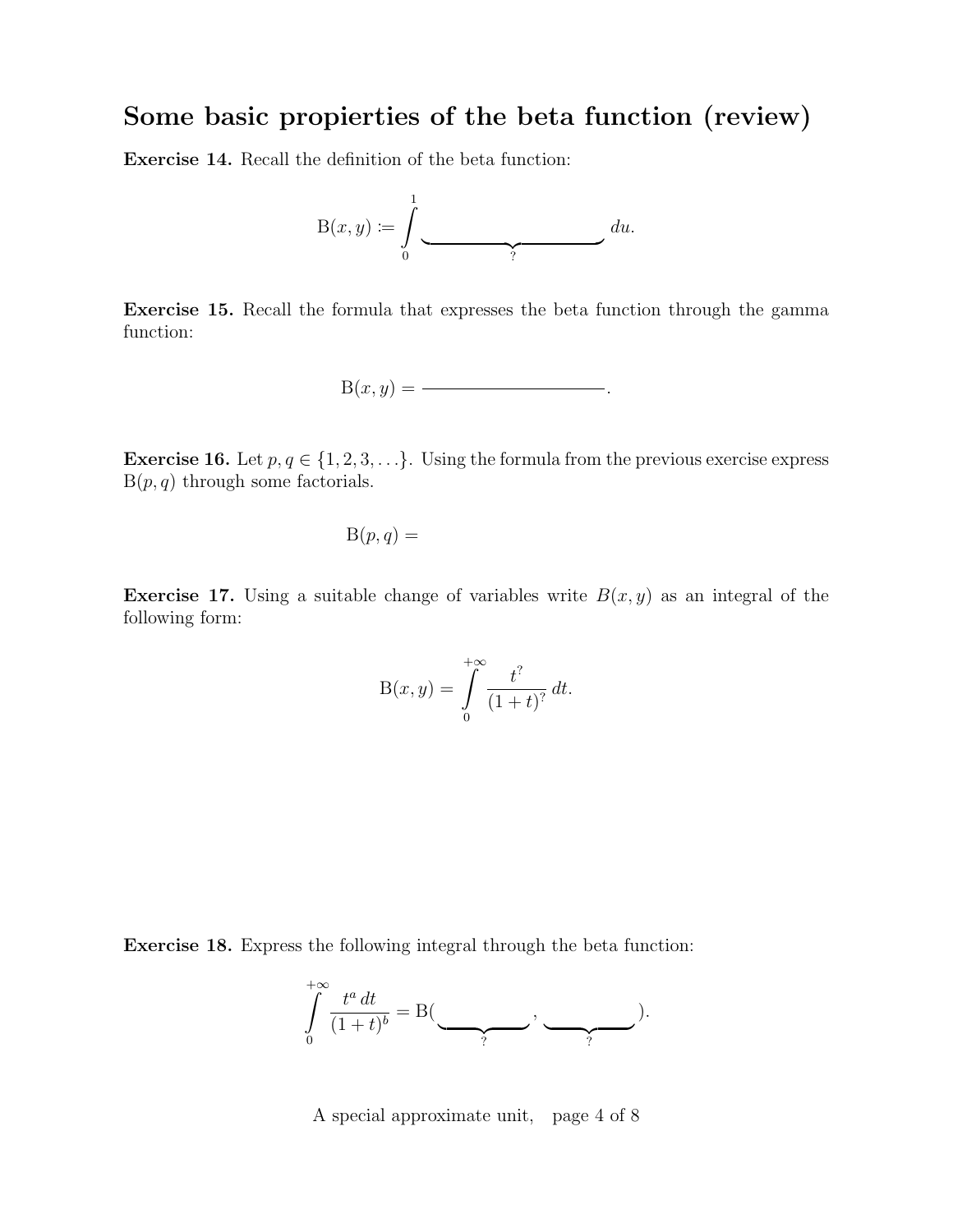## Some basic propierties of the beta function (review)

**Exercise 14.** Recall the definition of the beta function:

$$\mathrm{B}(x,y) := \int_0^1 \underbrace{\hspace{4cm}}_{?} \, du.$$

**Exercise 15.** Recall the formula that expresses the beta function through the gamma function:

$$\mathrm{B}(x,y) = \underline{\hspace{4cm}}.$$

**Exercise 16.** Let $p, q \in \{1, 2, 3, \ldots\}$. Using the formula from the previous exercise express $\mathrm{B}(p,q)$ through some factorials.

$$\mathrm{B}(p,q) =$$

**Exercise 17.** Using a suitable change of variables write $B(x,y)$ as an integral of the following form:

$$\mathrm{B}(x,y) = \int_0^{+\infty} \frac{t^?}{(1+t)^?} \, dt.$$

**Exercise 18.** Express the following integral through the beta function:

$$\int_0^{+\infty} \frac{t^a \, dt}{(1+t)^b} = \mathrm{B}(\underbrace{\hspace{2cm}}_{?}, \underbrace{\hspace{2cm}}_{?}).$$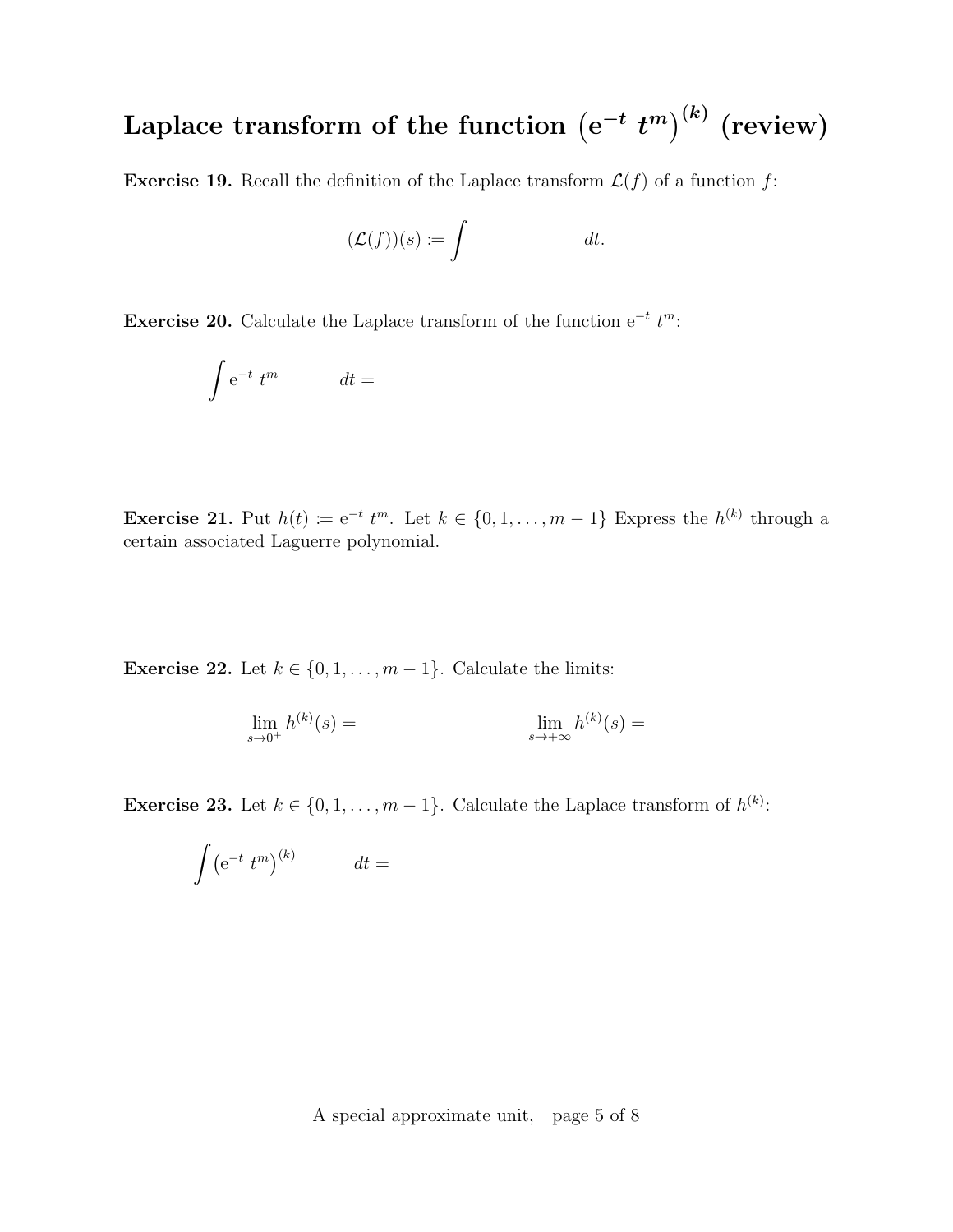# Laplace transform of the function $\left(\mathrm{e}^{-t}\, t^m\right)^{(k)}$ (review)

**Exercise 19.** Recall the definition of the Laplace transform $\mathcal{L}(f)$ of a function $f$:

$$(\mathcal{L}(f))(s) \coloneqq \int \qquad\qquad\qquad dt.$$

**Exercise 20.** Calculate the Laplace transform of the function $\mathrm{e}^{-t}\, t^m$:

$$\int \mathrm{e}^{-t}\, t^m \qquad dt =$$

**Exercise 21.** Put $h(t) \coloneqq \mathrm{e}^{-t}\, t^m$. Let $k \in \{0, 1, \ldots, m-1\}$ Express the $h^{(k)}$ through a certain associated Laguerre polynomial.

**Exercise 22.** Let $k \in \{0, 1, \ldots, m-1\}$. Calculate the limits:

$$\lim_{s \to 0^+} h^{(k)}(s) = \qquad\qquad\qquad \lim_{s \to +\infty} h^{(k)}(s) =$$

**Exercise 23.** Let $k \in \{0, 1, \ldots, m-1\}$. Calculate the Laplace transform of $h^{(k)}$:

$$\int \left(\mathrm{e}^{-t}\, t^m\right)^{(k)} \qquad dt =$$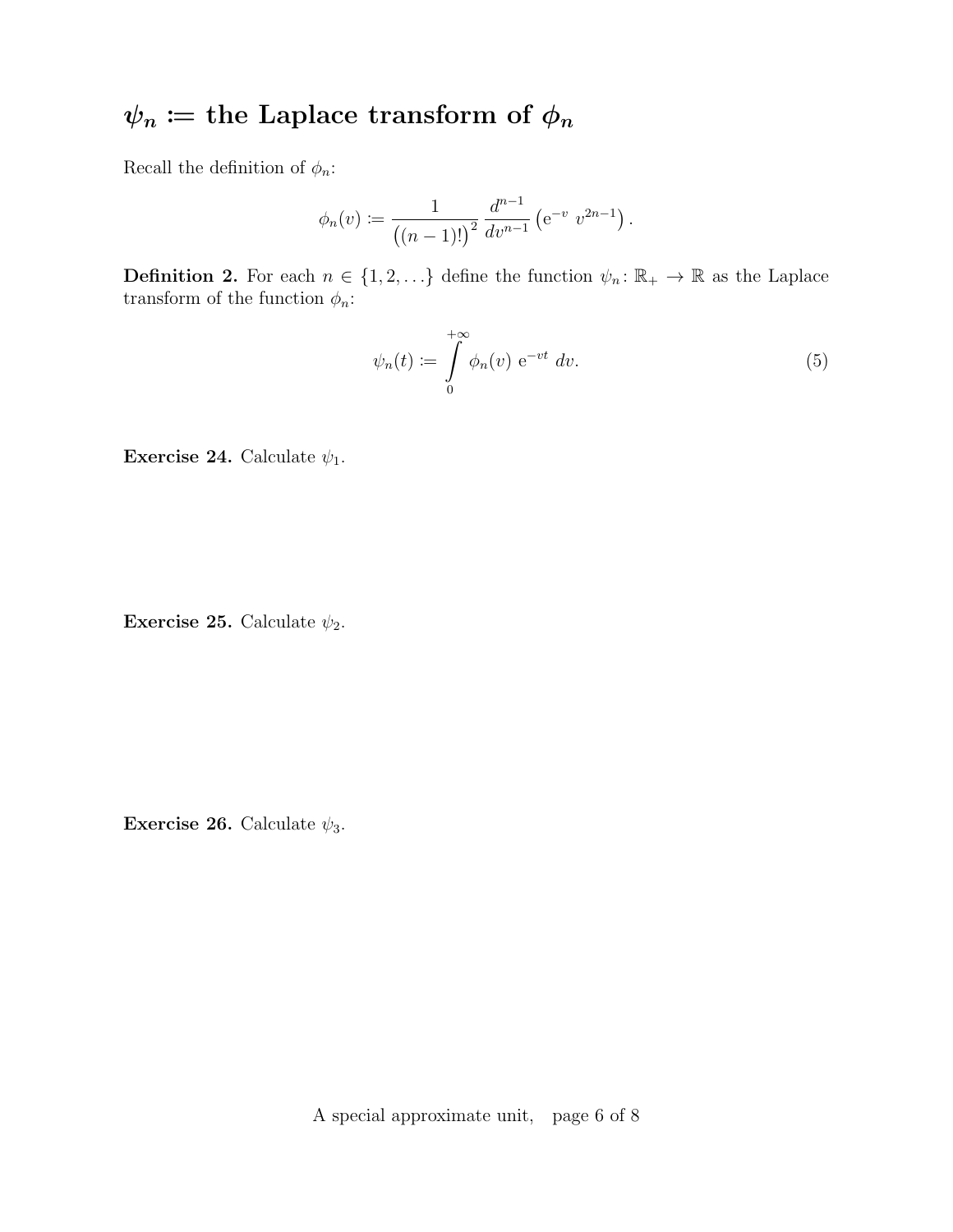# $\psi_n :=$ the Laplace transform of $\phi_n$

Recall the definition of $\phi_n$:

$$\phi_n(v) := \frac{1}{\big((n-1)!\big)^2} \frac{d^{n-1}}{dv^{n-1}} \left(\mathrm{e}^{-v}\ v^{2n-1}\right).$$

**Definition 2.** For each $n \in \{1, 2, \ldots\}$ define the function $\psi_n \colon \mathbb{R}_+ \to \mathbb{R}$ as the Laplace transform of the function $\phi_n$:

$$\psi_n(t) := \int_0^{+\infty} \phi_n(v)\ \mathrm{e}^{-vt}\ dv. \tag{5}$$

**Exercise 24.** Calculate $\psi_1$.

**Exercise 25.** Calculate $\psi_2$.

**Exercise 26.** Calculate $\psi_3$.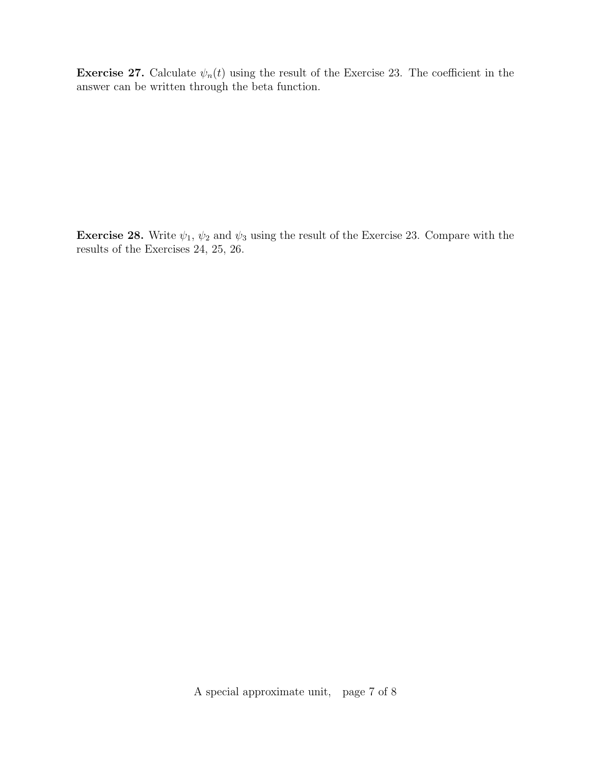**Exercise 27.** Calculate $\psi_n(t)$ using the result of the Exercise 23. The coefficient in the answer can be written through the beta function.

**Exercise 28.** Write $\psi_1$, $\psi_2$ and $\psi_3$ using the result of the Exercise 23. Compare with the results of the Exercises 24, 25, 26.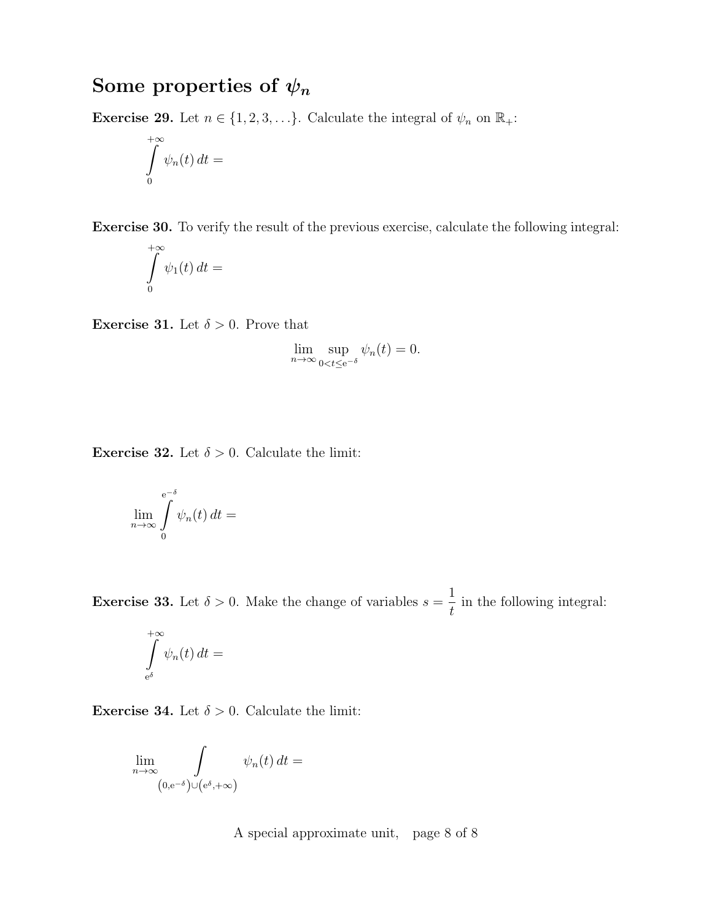## Some properties of $\psi_n$

**Exercise 29.** Let $n \in \{1, 2, 3, \ldots\}$. Calculate the integral of $\psi_n$ on $\mathbb{R}_+$:

$$\int_0^{+\infty} \psi_n(t)\, dt =$$

**Exercise 30.** To verify the result of the previous exercise, calculate the following integral:

$$\int_0^{+\infty} \psi_1(t)\, dt =$$

**Exercise 31.** Let $\delta > 0$. Prove that

$$\lim_{n\to\infty} \sup_{0<t\leq \mathrm{e}^{-\delta}} \psi_n(t) = 0.$$

**Exercise 32.** Let $\delta > 0$. Calculate the limit:

$$\lim_{n\to\infty} \int_0^{\mathrm{e}^{-\delta}} \psi_n(t)\, dt =$$

**Exercise 33.** Let $\delta > 0$. Make the change of variables $s = \dfrac{1}{t}$ in the following integral:

$$\int_{\mathrm{e}^{\delta}}^{+\infty} \psi_n(t)\, dt =$$

**Exercise 34.** Let $\delta > 0$. Calculate the limit:

$$\lim_{n\to\infty} \int_{\left(0,\mathrm{e}^{-\delta}\right)\cup\left(\mathrm{e}^{\delta},+\infty\right)} \psi_n(t)\, dt =$$